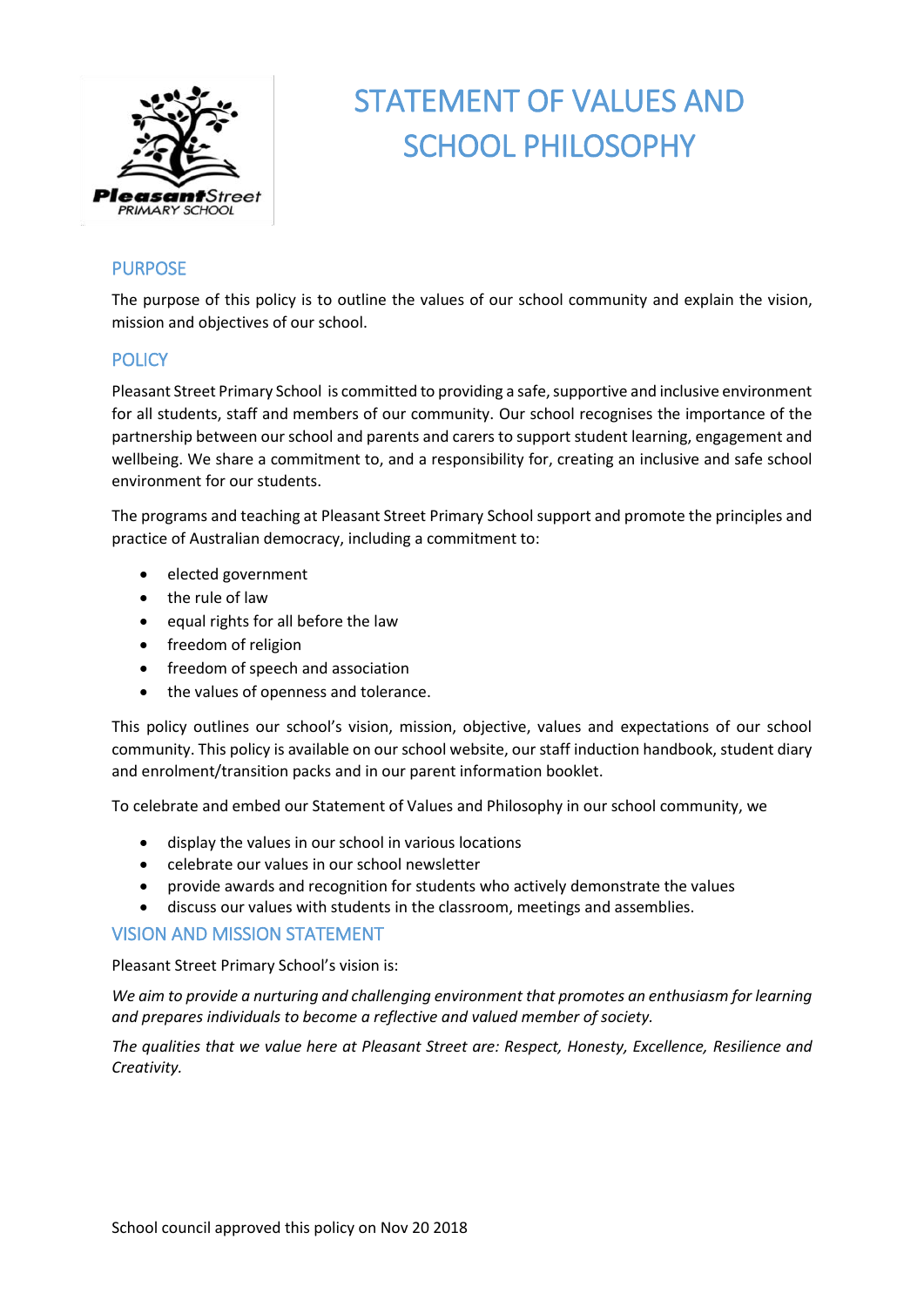# STATEMENT OF VALUES AND SCHOOL PHILOSOPHY

## PURPOSE

The purpose of this policy is to outline the values of our school community and explain the vision, mission and objectives of our school.

## POLICY

Pleasant Street Primary School is committed to providing a safe, supportive and inclusive environment for all students, staff and members of our community. Our school recognises the importance of the partnership between our school and parents and carers to support student learning, engagement and wellbeing. We share a commitment to, and a responsibility for, creating an inclusive and safe school environment for our students.

The programs and teaching at Pleasant Street Primary School support and promote the principles and practice of Australian democracy, including a commitment to:

- elected government
- the rule of law
- equal rights for all before the law
- freedom of religion
- freedom of speech and association
- the values of openness and tolerance.

This policy outlines our school's vision, mission, objective, values and expectations of our school community. This policy is available on our school website, our staff induction handbook, student diary and enrolment/transition packs and in our parent information booklet.

To celebrate and embed our Statement of Values and Philosophy in our school community, we

- display the values in our school in various locations
- celebrate our values in our school newsletter
- provide awards and recognition for students who actively demonstrate the values
- discuss our values with students in the classroom, meetings and assemblies.

## VISION AND MISSION STATEMENT

Pleasant Street Primary School's vision is:

*We aim to provide a nurturing and challenging environment that promotes an enthusiasm for learning and prepares individuals to become a reflective and valued member of society.*

*The qualities that we value here at Pleasant Street are: Respect, Honesty, Excellence, Resilience and Creativity.*

School council approved this policy on Nov 20 2018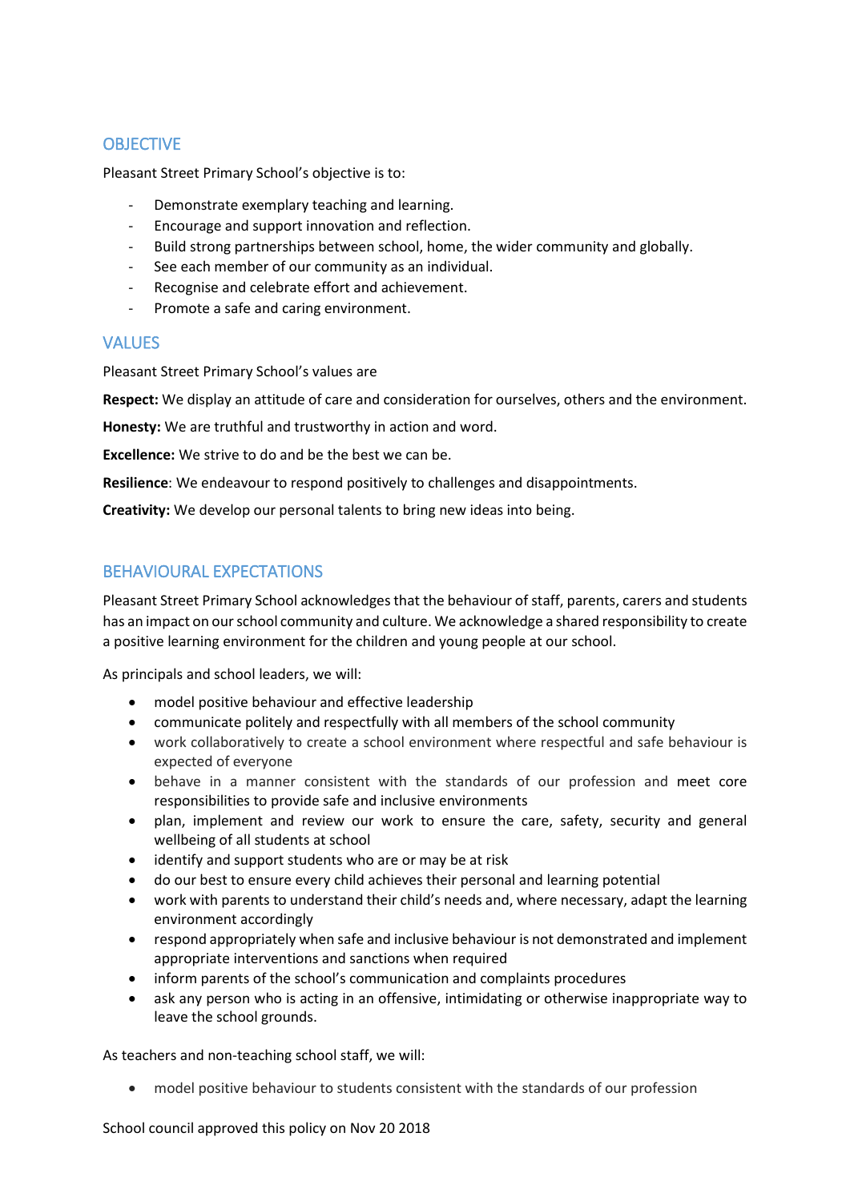## OBJECTIVE

Pleasant Street Primary School's objective is to:

- Demonstrate exemplary teaching and learning.
- Encourage and support innovation and reflection.
- Build strong partnerships between school, home, the wider community and globally.
- See each member of our community as an individual.
- Recognise and celebrate effort and achievement.
- Promote a safe and caring environment.

## VALUES

Pleasant Street Primary School's values are

**Respect:** We display an attitude of care and consideration for ourselves, others and the environment.

**Honesty:** We are truthful and trustworthy in action and word.

**Excellence:** We strive to do and be the best we can be.

**Resilience**: We endeavour to respond positively to challenges and disappointments.

**Creativity:** We develop our personal talents to bring new ideas into being.

## BEHAVIOURAL EXPECTATIONS

Pleasant Street Primary School acknowledges that the behaviour of staff, parents, carers and students has an impact on our school community and culture. We acknowledge a shared responsibility to create a positive learning environment for the children and young people at our school.

As principals and school leaders, we will:

- model positive behaviour and effective leadership
- communicate politely and respectfully with all members of the school community
- work collaboratively to create a school environment where respectful and safe behaviour is expected of everyone
- behave in a manner consistent with the standards of our profession and meet core responsibilities to provide safe and inclusive environments
- plan, implement and review our work to ensure the care, safety, security and general wellbeing of all students at school
- identify and support students who are or may be at risk
- do our best to ensure every child achieves their personal and learning potential
- work with parents to understand their child's needs and, where necessary, adapt the learning environment accordingly
- respond appropriately when safe and inclusive behaviour is not demonstrated and implement appropriate interventions and sanctions when required
- inform parents of the school's communication and complaints procedures
- ask any person who is acting in an offensive, intimidating or otherwise inappropriate way to leave the school grounds.

As teachers and non-teaching school staff, we will:

- model positive behaviour to students consistent with the standards of our profession

School council approved this policy on Nov 20 2018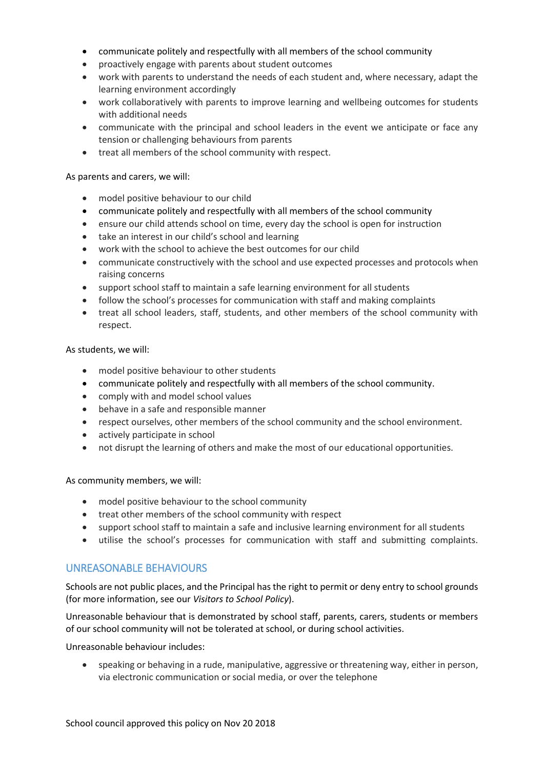- communicate politely and respectfully with all members of the school community
- proactively engage with parents about student outcomes
- work with parents to understand the needs of each student and, where necessary, adapt the learning environment accordingly
- work collaboratively with parents to improve learning and wellbeing outcomes for students with additional needs
- communicate with the principal and school leaders in the event we anticipate or face any tension or challenging behaviours from parents
- treat all members of the school community with respect.

As parents and carers, we will:

- model positive behaviour to our child
- communicate politely and respectfully with all members of the school community
- ensure our child attends school on time, every day the school is open for instruction
- take an interest in our child's school and learning
- work with the school to achieve the best outcomes for our child
- communicate constructively with the school and use expected processes and protocols when raising concerns
- support school staff to maintain a safe learning environment for all students
- follow the school's processes for communication with staff and making complaints
- treat all school leaders, staff, students, and other members of the school community with respect.

As students, we will:

- model positive behaviour to other students
- communicate politely and respectfully with all members of the school community.
- comply with and model school values
- behave in a safe and responsible manner
- respect ourselves, other members of the school community and the school environment.
- actively participate in school
- not disrupt the learning of others and make the most of our educational opportunities.

As community members, we will:

- model positive behaviour to the school community
- treat other members of the school community with respect
- support school staff to maintain a safe and inclusive learning environment for all students
- utilise the school's processes for communication with staff and submitting complaints.

## UNREASONABLE BEHAVIOURS

Schools are not public places, and the Principal has the right to permit or deny entry to school grounds (for more information, see our *Visitors to School Policy*).

Unreasonable behaviour that is demonstrated by school staff, parents, carers, students or members of our school community will not be tolerated at school, or during school activities.

Unreasonable behaviour includes:

- speaking or behaving in a rude, manipulative, aggressive or threatening way, either in person, via electronic communication or social media, or over the telephone

School council approved this policy on Nov 20 2018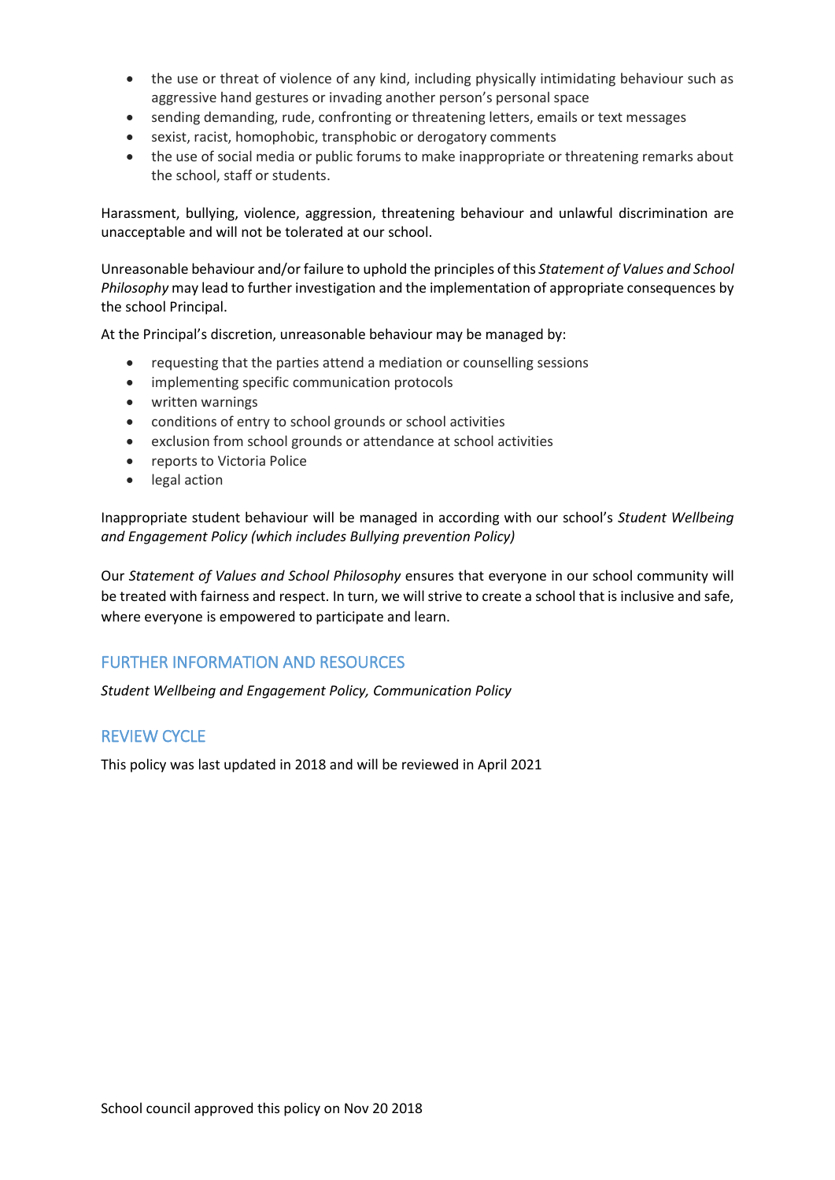- the use or threat of violence of any kind, including physically intimidating behaviour such as aggressive hand gestures or invading another person's personal space
- sending demanding, rude, confronting or threatening letters, emails or text messages
- sexist, racist, homophobic, transphobic or derogatory comments
- the use of social media or public forums to make inappropriate or threatening remarks about the school, staff or students.

Harassment, bullying, violence, aggression, threatening behaviour and unlawful discrimination are unacceptable and will not be tolerated at our school.

Unreasonable behaviour and/or failure to uphold the principles of this *Statement of Values and School Philosophy* may lead to further investigation and the implementation of appropriate consequences by the school Principal.

At the Principal's discretion, unreasonable behaviour may be managed by:

- requesting that the parties attend a mediation or counselling sessions
- implementing specific communication protocols
- written warnings
- conditions of entry to school grounds or school activities
- exclusion from school grounds or attendance at school activities
- reports to Victoria Police
- legal action

Inappropriate student behaviour will be managed in according with our school's *Student Wellbeing and Engagement Policy (which includes Bullying prevention Policy)*

Our *Statement of Values and School Philosophy* ensures that everyone in our school community will be treated with fairness and respect. In turn, we will strive to create a school that is inclusive and safe, where everyone is empowered to participate and learn.

## FURTHER INFORMATION AND RESOURCES

*Student Wellbeing and Engagement Policy, Communication Policy*

## REVIEW CYCLE

This policy was last updated in 2018 and will be reviewed in April 2021

School council approved this policy on Nov 20 2018